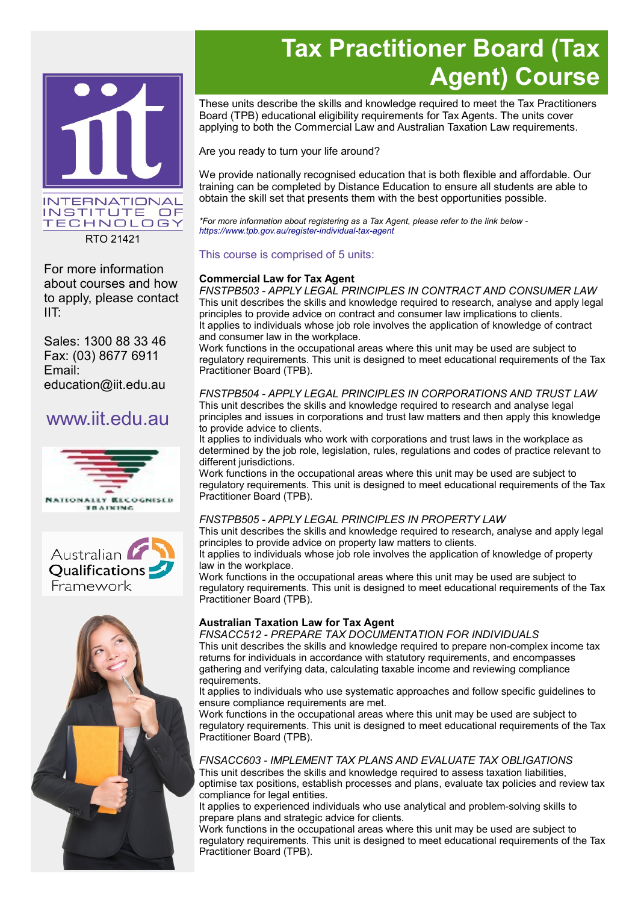# Tax Practitioner Board (Tax Agent) Course

INTERNATIONAL INSTITUTE OF TECHNOLOGY

RTO 21421

For more information about courses and how to apply, please contact IIT:

Sales: 1300 88 33 46
Fax: (03) 8677 6911
Email: education@iit.edu.au

www.iit.edu.au

NATIONALLY RECOGNISED TRAINING

Australian Qualifications Framework

These units describe the skills and knowledge required to meet the Tax Practitioners Board (TPB) educational eligibility requirements for Tax Agents. The units cover applying to both the Commercial Law and Australian Taxation Law requirements.

Are you ready to turn your life around?

We provide nationally recognised education that is both flexible and affordable. Our training can be completed by Distance Education to ensure all students are able to obtain the skill set that presents them with the best opportunities possible.

*For more information about registering as a Tax Agent, please refer to the link below - https://www.tpb.gov.au/register-individual-tax-agent*

## This course is comprised of 5 units:

### Commercial Law for Tax Agent

*FNSTPB503 - APPLY LEGAL PRINCIPLES IN CONTRACT AND CONSUMER LAW*

This unit describes the skills and knowledge required to research, analyse and apply legal principles to provide advice on contract and consumer law implications to clients.
It applies to individuals whose job role involves the application of knowledge of contract and consumer law in the workplace.
Work functions in the occupational areas where this unit may be used are subject to regulatory requirements. This unit is designed to meet educational requirements of the Tax Practitioner Board (TPB).

*FNSTPB504 - APPLY LEGAL PRINCIPLES IN CORPORATIONS AND TRUST LAW*

This unit describes the skills and knowledge required to research and analyse legal principles and issues in corporations and trust law matters and then apply this knowledge to provide advice to clients.
It applies to individuals who work with corporations and trust laws in the workplace as determined by the job role, legislation, rules, regulations and codes of practice relevant to different jurisdictions.
Work functions in the occupational areas where this unit may be used are subject to regulatory requirements. This unit is designed to meet educational requirements of the Tax Practitioner Board (TPB).

*FNSTPB505 - APPLY LEGAL PRINCIPLES IN PROPERTY LAW*

This unit describes the skills and knowledge required to research, analyse and apply legal principles to provide advice on property law matters to clients.
It applies to individuals whose job role involves the application of knowledge of property law in the workplace.
Work functions in the occupational areas where this unit may be used are subject to regulatory requirements. This unit is designed to meet educational requirements of the Tax Practitioner Board (TPB).

### Australian Taxation Law for Tax Agent

*FNSACC512 - PREPARE TAX DOCUMENTATION FOR INDIVIDUALS*

This unit describes the skills and knowledge required to prepare non-complex income tax returns for individuals in accordance with statutory requirements, and encompasses gathering and verifying data, calculating taxable income and reviewing compliance requirements.
It applies to individuals who use systematic approaches and follow specific guidelines to ensure compliance requirements are met.
Work functions in the occupational areas where this unit may be used are subject to regulatory requirements. This unit is designed to meet educational requirements of the Tax Practitioner Board (TPB).

*FNSACC603 - IMPLEMENT TAX PLANS AND EVALUATE TAX OBLIGATIONS*

This unit describes the skills and knowledge required to assess taxation liabilities, optimise tax positions, establish processes and plans, evaluate tax policies and review tax compliance for legal entities.
It applies to experienced individuals who use analytical and problem-solving skills to prepare plans and strategic advice for clients.
Work functions in the occupational areas where this unit may be used are subject to regulatory requirements. This unit is designed to meet educational requirements of the Tax Practitioner Board (TPB).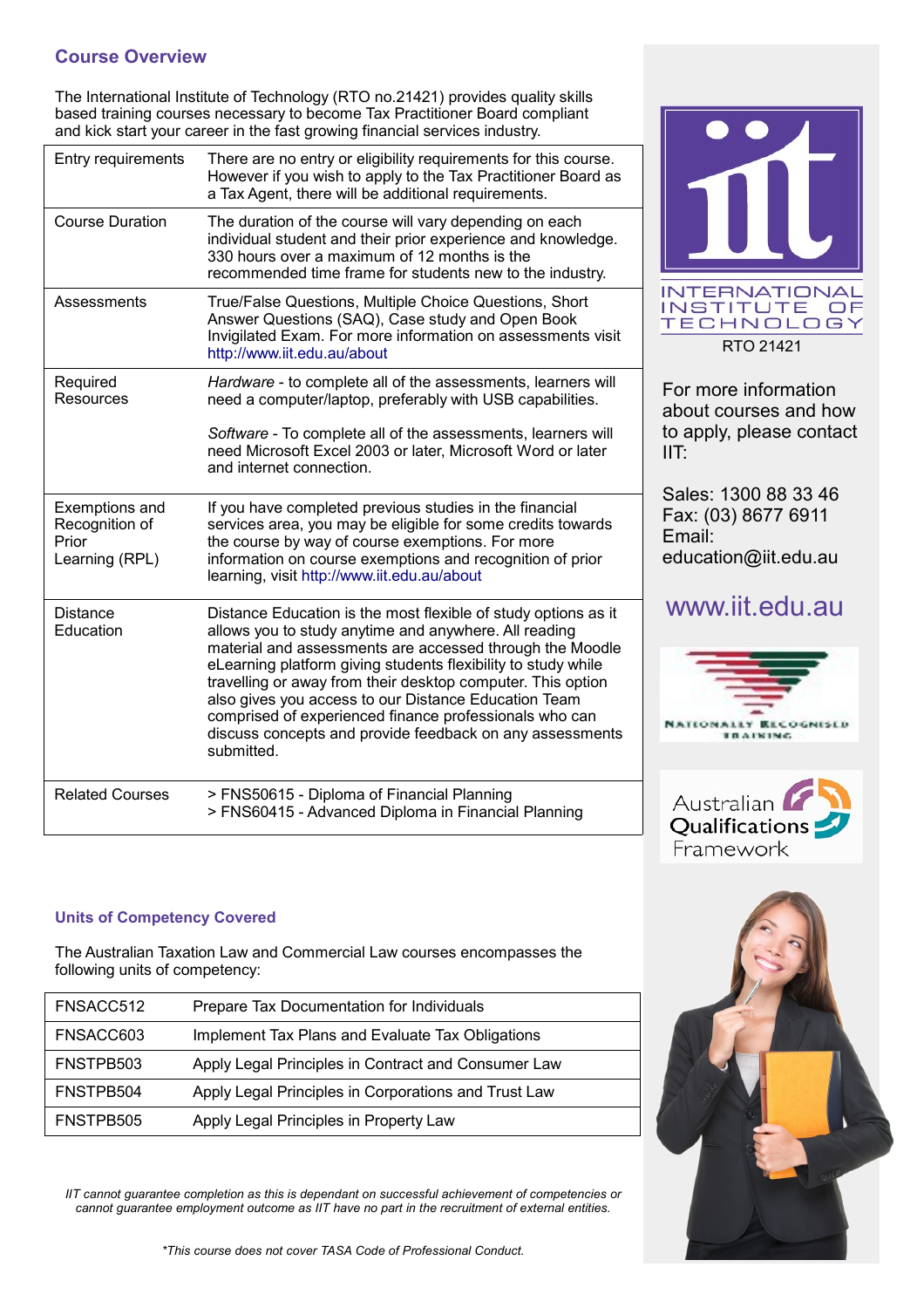## Course Overview

The International Institute of Technology (RTO no.21421) provides quality skills based training courses necessary to become Tax Practitioner Board compliant and kick start your career in the fast growing financial services industry.

| | |
|---|---|
| Entry requirements | There are no entry or eligibility requirements for this course. However if you wish to apply to the Tax Practitioner Board as a Tax Agent, there will be additional requirements. |
| Course Duration | The duration of the course will vary depending on each individual student and their prior experience and knowledge. 330 hours over a maximum of 12 months is the recommended time frame for students new to the industry. |
| Assessments | True/False Questions, Multiple Choice Questions, Short Answer Questions (SAQ), Case study and Open Book Invigilated Exam. For more information on assessments visit http://www.iit.edu.au/about |
| Required Resources | *Hardware* - to complete all of the assessments, learners will need a computer/laptop, preferably with USB capabilities.<br><br>*Software* - To complete all of the assessments, learners will need Microsoft Excel 2003 or later, Microsoft Word or later and internet connection. |
| Exemptions and Recognition of Prior Learning (RPL) | If you have completed previous studies in the financial services area, you may be eligible for some credits towards the course by way of course exemptions. For more information on course exemptions and recognition of prior learning, visit http://www.iit.edu.au/about |
| Distance Education | Distance Education is the most flexible of study options as it allows you to study anytime and anywhere. All reading material and assessments are accessed through the Moodle eLearning platform giving students flexibility to study while travelling or away from their desktop computer. This option also gives you access to our Distance Education Team comprised of experienced finance professionals who can discuss concepts and provide feedback on any assessments submitted. |
| Related Courses | > FNS50615 - Diploma of Financial Planning<br>> FNS60415 - Advanced Diploma in Financial Planning |

### Units of Competency Covered

The Australian Taxation Law and Commercial Law courses encompasses the following units of competency:

| | |
|---|---|
| FNSACC512 | Prepare Tax Documentation for Individuals |
| FNSACC603 | Implement Tax Plans and Evaluate Tax Obligations |
| FNSTPB503 | Apply Legal Principles in Contract and Consumer Law |
| FNSTPB504 | Apply Legal Principles in Corporations and Trust Law |
| FNSTPB505 | Apply Legal Principles in Property Law |

*IIT cannot guarantee completion as this is dependant on successful achievement of competencies or cannot guarantee employment outcome as IIT have no part in the recruitment of external entities.*

*\*This course does not cover TASA Code of Professional Conduct.*

INTERNATIONAL INSTITUTE OF TECHNOLOGY

RTO 21421

For more information about courses and how to apply, please contact IIT:

Sales: 1300 88 33 46
Fax: (03) 8677 6911
Email: education@iit.edu.au

www.iit.edu.au

NATIONALLY RECOGNISED TRAINING

Australian Qualifications Framework